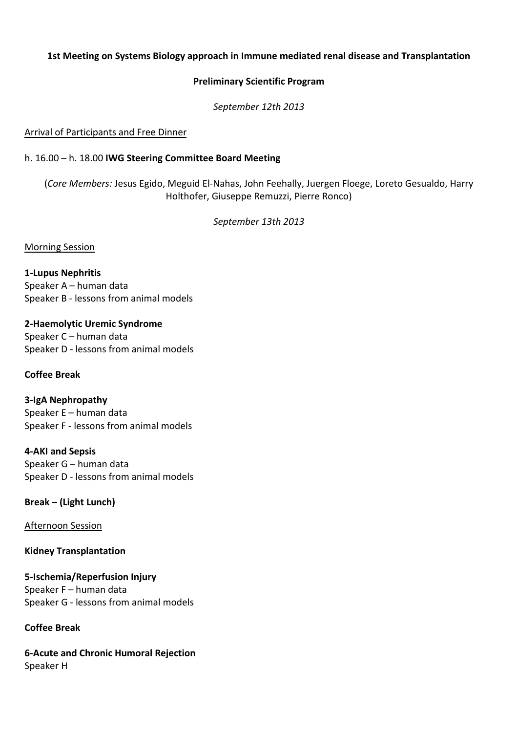**1st Meeting on Systems Biology approach in Immune mediated renal disease and Transplantation**

**Preliminary Scientific Program**

*September 12th 2013*

Arrival of Participants and Free Dinner

h. 16.00 – h. 18.00 **IWG Steering Committee Board Meeting**

(*Core Members:* Jesus Egido, Meguid El-Nahas, John Feehally, Juergen Floege, Loreto Gesualdo, Harry Holthofer, Giuseppe Remuzzi, Pierre Ronco)

*September 13th 2013*

Morning Session

**1-Lupus Nephritis**
Speaker A – human data
Speaker B - lessons from animal models

**2-Haemolytic Uremic Syndrome**
Speaker C – human data
Speaker D - lessons from animal models

**Coffee Break**

**3-IgA Nephropathy**
Speaker E – human data
Speaker F - lessons from animal models

**4-AKI and Sepsis**
Speaker G – human data
Speaker D - lessons from animal models

**Break – (Light Lunch)**

Afternoon Session

**Kidney Transplantation**

**5-Ischemia/Reperfusion Injury**
Speaker F – human data
Speaker G - lessons from animal models

**Coffee Break**

**6-Acute and Chronic Humoral Rejection**
Speaker H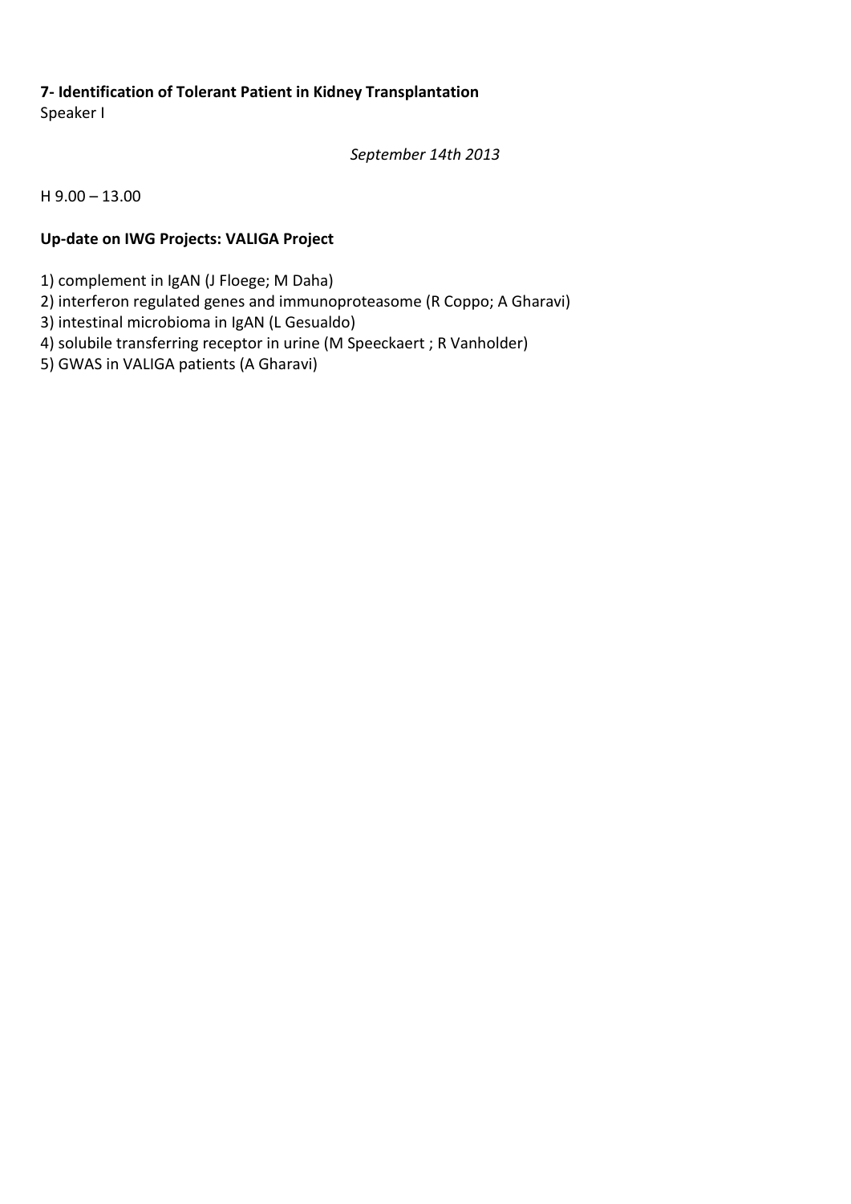**7- Identification of Tolerant Patient in Kidney Transplantation**
Speaker I

*September 14th 2013*

H 9.00 – 13.00

**Up-date on IWG Projects: VALIGA Project**

1) complement in IgAN (J Floege; M Daha)
2) interferon regulated genes and immunoproteasome (R Coppo; A Gharavi)
3) intestinal microbioma in IgAN (L Gesualdo)
4) solubile transferring receptor in urine (M Speeckaert ; R Vanholder)
5) GWAS in VALIGA patients (A Gharavi)